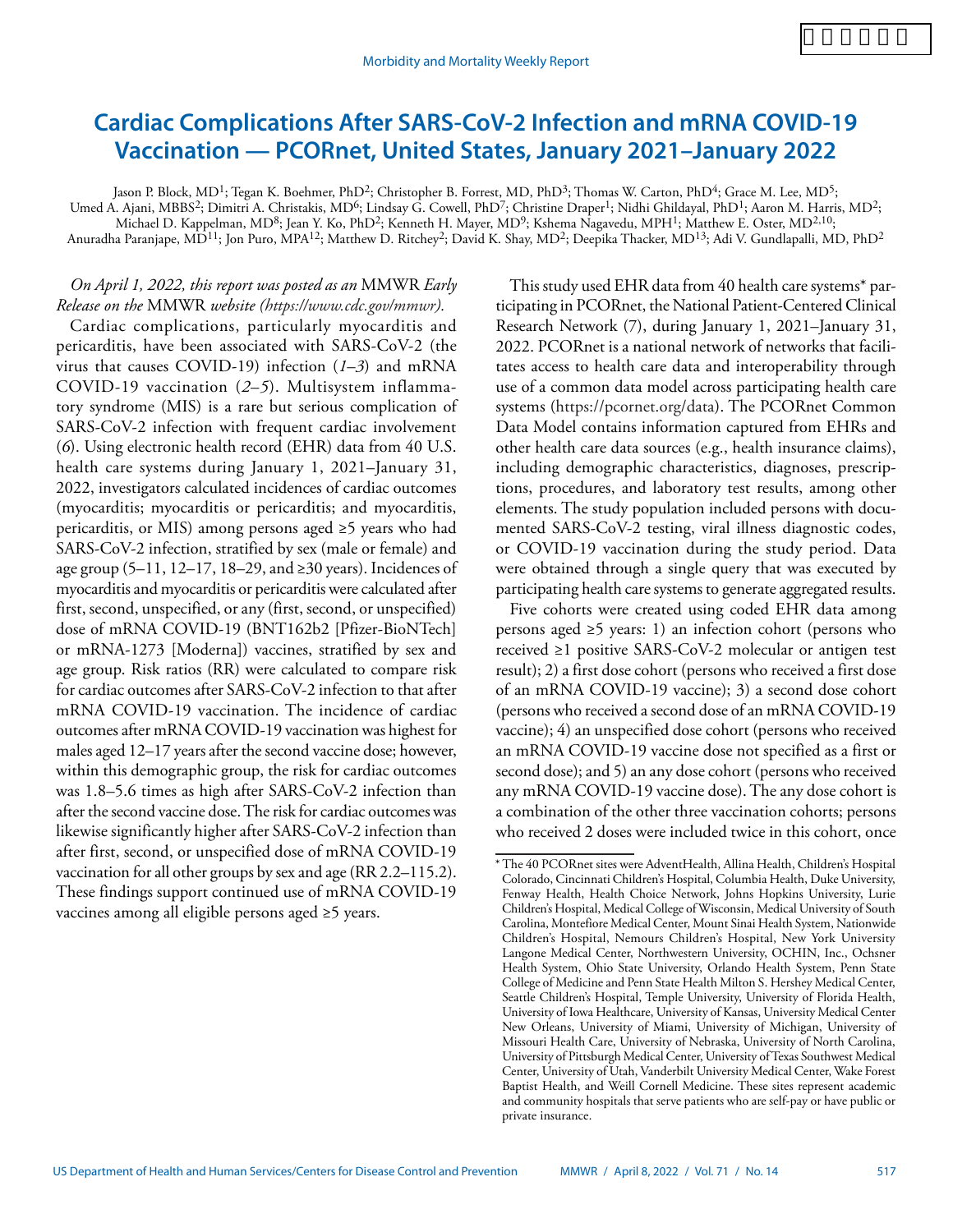# Cardiac Complications After SARS-CoV-2 Infection and mRNA COVID-19 Vaccination — PCORnet, United States, January 2021–January 2022

Jason P. Block, MD[1]; Tegan K. Boehmer, PhD[2]; Christopher B. Forrest, MD, PhD[3]; Thomas W. Carton, PhD[4]; Grace M. Lee, MD[5]; Umed A. Ajani, MBBS[2]; Dimitri A. Christakis, MD[6]; Lindsay G. Cowell, PhD[7]; Christine Draper[1]; Nidhi Ghildayal, PhD[1]; Aaron M. Harris, MD[2]; Michael D. Kappelman, MD[8]; Jean Y. Ko, PhD[2]; Kenneth H. Mayer, MD[9]; Kshema Nagavedu, MPH[1]; Matthew E. Oster, MD[2,10]; Anuradha Paranjape, MD[11]; Jon Puro, MPA[12]; Matthew D. Ritchey[2]; David K. Shay, MD[2]; Deepika Thacker, MD[13]; Adi V. Gundlapalli, MD, PhD[2]

*On April 1, 2022, this report was posted as an* MMWR *Early Release on the* MMWR *website (https://www.cdc.gov/mmwr).*

Cardiac complications, particularly myocarditis and pericarditis, have been associated with SARS-CoV-2 (the virus that causes COVID-19) infection (*1*–*3*) and mRNA COVID-19 vaccination (*2*–*5*). Multisystem inflammatory syndrome (MIS) is a rare but serious complication of SARS-CoV-2 infection with frequent cardiac involvement (*6*). Using electronic health record (EHR) data from 40 U.S. health care systems during January 1, 2021–January 31, 2022, investigators calculated incidences of cardiac outcomes (myocarditis; myocarditis or pericarditis; and myocarditis, pericarditis, or MIS) among persons aged ≥5 years who had SARS-CoV-2 infection, stratified by sex (male or female) and age group (5–11, 12–17, 18–29, and ≥30 years). Incidences of myocarditis and myocarditis or pericarditis were calculated after first, second, unspecified, or any (first, second, or unspecified) dose of mRNA COVID-19 (BNT162b2 [Pfizer-BioNTech] or mRNA-1273 [Moderna]) vaccines, stratified by sex and age group. Risk ratios (RR) were calculated to compare risk for cardiac outcomes after SARS-CoV-2 infection to that after mRNA COVID-19 vaccination. The incidence of cardiac outcomes after mRNA COVID-19 vaccination was highest for males aged 12–17 years after the second vaccine dose; however, within this demographic group, the risk for cardiac outcomes was 1.8–5.6 times as high after SARS-CoV-2 infection than after the second vaccine dose. The risk for cardiac outcomes was likewise significantly higher after SARS-CoV-2 infection than after first, second, or unspecified dose of mRNA COVID-19 vaccination for all other groups by sex and age (RR 2.2–115.2). These findings support continued use of mRNA COVID-19 vaccines among all eligible persons aged ≥5 years.

This study used EHR data from 40 health care systems* participating in PCORnet, the National Patient-Centered Clinical Research Network (*7*), during January 1, 2021–January 31, 2022. PCORnet is a national network of networks that facilitates access to health care data and interoperability through use of a common data model across participating health care systems (https://pcornet.org/data). The PCORnet Common Data Model contains information captured from EHRs and other health care data sources (e.g., health insurance claims), including demographic characteristics, diagnoses, prescriptions, procedures, and laboratory test results, among other elements. The study population included persons with documented SARS-CoV-2 testing, viral illness diagnostic codes, or COVID-19 vaccination during the study period. Data were obtained through a single query that was executed by participating health care systems to generate aggregated results.

Five cohorts were created using coded EHR data among persons aged ≥5 years: 1) an infection cohort (persons who received ≥1 positive SARS-CoV-2 molecular or antigen test result); 2) a first dose cohort (persons who received a first dose of an mRNA COVID-19 vaccine); 3) a second dose cohort (persons who received a second dose of an mRNA COVID-19 vaccine); 4) an unspecified dose cohort (persons who received an mRNA COVID-19 vaccine dose not specified as a first or second dose); and 5) an any dose cohort (persons who received any mRNA COVID-19 vaccine dose). The any dose cohort is a combination of the other three vaccination cohorts; persons who received 2 doses were included twice in this cohort, once

\* The 40 PCORnet sites were AdventHealth, Allina Health, Children's Hospital Colorado, Cincinnati Children's Hospital, Columbia Health, Duke University, Fenway Health, Health Choice Network, Johns Hopkins University, Lurie Children's Hospital, Medical College of Wisconsin, Medical University of South Carolina, Montefiore Medical Center, Mount Sinai Health System, Nationwide Children's Hospital, Nemours Children's Hospital, New York University Langone Medical Center, Northwestern University, OCHIN, Inc., Ochsner Health System, Ohio State University, Orlando Health System, Penn State College of Medicine and Penn State Health Milton S. Hershey Medical Center, Seattle Children's Hospital, Temple University, University of Florida Health, University of Iowa Healthcare, University of Kansas, University Medical Center New Orleans, University of Miami, University of Michigan, University of Missouri Health Care, University of Nebraska, University of North Carolina, University of Pittsburgh Medical Center, University of Texas Southwest Medical Center, University of Utah, Vanderbilt University Medical Center, Wake Forest Baptist Health, and Weill Cornell Medicine. These sites represent academic and community hospitals that serve patients who are self-pay or have public or private insurance.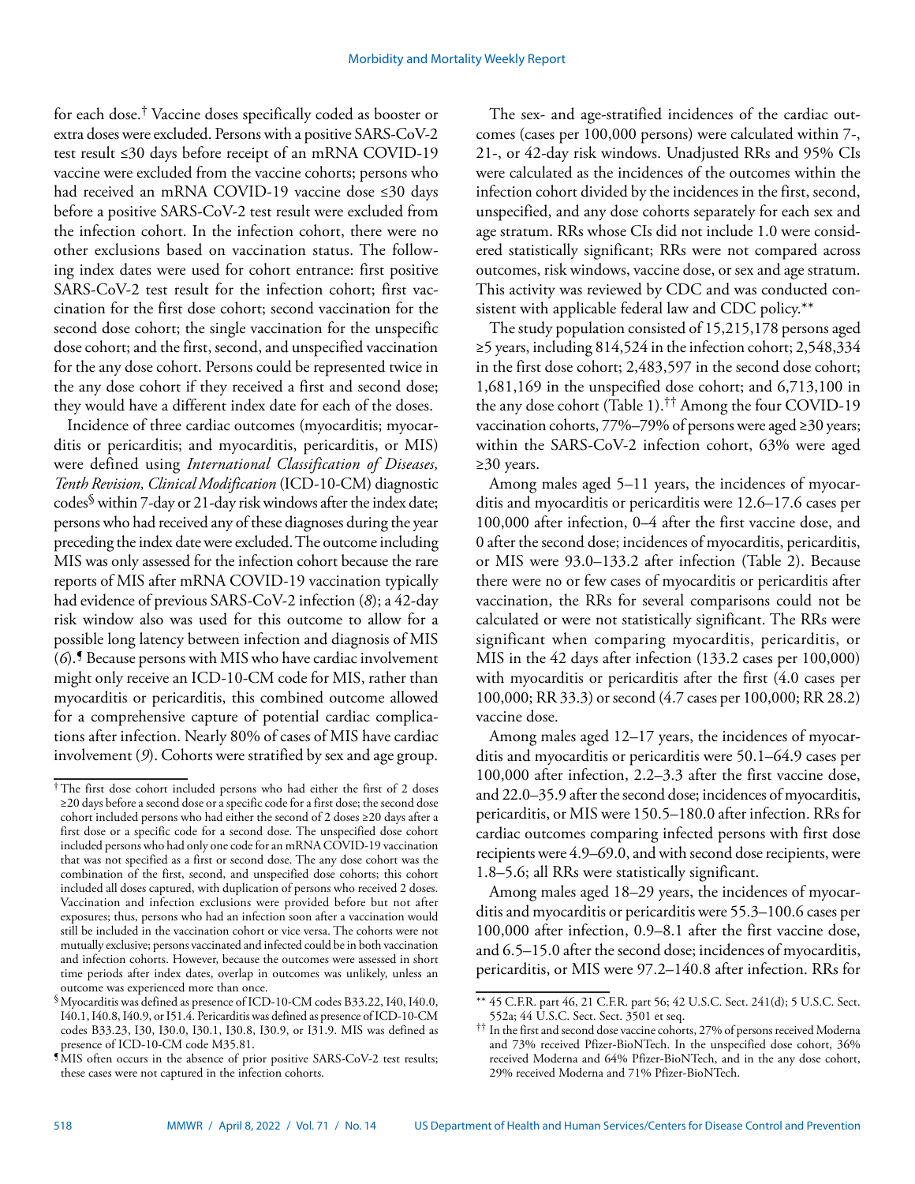for each dose.[†] Vaccine doses specifically coded as booster or extra doses were excluded. Persons with a positive SARS-CoV-2 test result ≤30 days before receipt of an mRNA COVID-19 vaccine were excluded from the vaccine cohorts; persons who had received an mRNA COVID-19 vaccine dose ≤30 days before a positive SARS-CoV-2 test result were excluded from the infection cohort. In the infection cohort, there were no other exclusions based on vaccination status. The following index dates were used for cohort entrance: first positive SARS-CoV-2 test result for the infection cohort; first vaccination for the first dose cohort; second vaccination for the second dose cohort; the single vaccination for the unspecific dose cohort; and the first, second, and unspecified vaccination for the any dose cohort. Persons could be represented twice in the any dose cohort if they received a first and second dose; they would have a different index date for each of the doses.

Incidence of three cardiac outcomes (myocarditis; myocarditis or pericarditis; and myocarditis, pericarditis, or MIS) were defined using *International Classification of Diseases, Tenth Revision, Clinical Modification* (ICD-10-CM) diagnostic codes[§] within 7-day or 21-day risk windows after the index date; persons who had received any of these diagnoses during the year preceding the index date were excluded. The outcome including MIS was only assessed for the infection cohort because the rare reports of MIS after mRNA COVID-19 vaccination typically had evidence of previous SARS-CoV-2 infection (*8*); a 42-day risk window also was used for this outcome to allow for a possible long latency between infection and diagnosis of MIS (*6*).[¶] Because persons with MIS who have cardiac involvement might only receive an ICD-10-CM code for MIS, rather than myocarditis or pericarditis, this combined outcome allowed for a comprehensive capture of potential cardiac complications after infection. Nearly 80% of cases of MIS have cardiac involvement (*9*). Cohorts were stratified by sex and age group.

The sex- and age-stratified incidences of the cardiac outcomes (cases per 100,000 persons) were calculated within 7-, 21-, or 42-day risk windows. Unadjusted RRs and 95% CIs were calculated as the incidences of the outcomes within the infection cohort divided by the incidences in the first, second, unspecified, and any dose cohorts separately for each sex and age stratum. RRs whose CIs did not include 1.0 were considered statistically significant; RRs were not compared across outcomes, risk windows, vaccine dose, or sex and age stratum. This activity was reviewed by CDC and was conducted consistent with applicable federal law and CDC policy.[**]

The study population consisted of 15,215,178 persons aged ≥5 years, including 814,524 in the infection cohort; 2,548,334 in the first dose cohort; 2,483,597 in the second dose cohort; 1,681,169 in the unspecified dose cohort; and 6,713,100 in the any dose cohort (Table 1).[††] Among the four COVID-19 vaccination cohorts, 77%–79% of persons were aged ≥30 years; within the SARS-CoV-2 infection cohort, 63% were aged ≥30 years.

Among males aged 5–11 years, the incidences of myocarditis and myocarditis or pericarditis were 12.6–17.6 cases per 100,000 after infection, 0–4 after the first vaccine dose, and 0 after the second dose; incidences of myocarditis, pericarditis, or MIS were 93.0–133.2 after infection (Table 2). Because there were no or few cases of myocarditis or pericarditis after vaccination, the RRs for several comparisons could not be calculated or were not statistically significant. The RRs were significant when comparing myocarditis, pericarditis, or MIS in the 42 days after infection (133.2 cases per 100,000) with myocarditis or pericarditis after the first (4.0 cases per 100,000; RR 33.3) or second (4.7 cases per 100,000; RR 28.2) vaccine dose.

Among males aged 12–17 years, the incidences of myocarditis and myocarditis or pericarditis were 50.1–64.9 cases per 100,000 after infection, 2.2–3.3 after the first vaccine dose, and 22.0–35.9 after the second dose; incidences of myocarditis, pericarditis, or MIS were 150.5–180.0 after infection. RRs for cardiac outcomes comparing infected persons with first dose recipients were 4.9–69.0, and with second dose recipients, were 1.8–5.6; all RRs were statistically significant.

Among males aged 18–29 years, the incidences of myocarditis and myocarditis or pericarditis were 55.3–100.6 cases per 100,000 after infection, 0.9–8.1 after the first vaccine dose, and 6.5–15.0 after the second dose; incidences of myocarditis, pericarditis, or MIS were 97.2–140.8 after infection. RRs for

---

[†] The first dose cohort included persons who had either the first of 2 doses ≥20 days before a second dose or a specific code for a first dose; the second dose cohort included persons who had either the second of 2 doses ≥20 days after a first dose or a specific code for a second dose. The unspecified dose cohort included persons who had only one code for an mRNA COVID-19 vaccination that was not specified as a first or second dose. The any dose cohort was the combination of the first, second, and unspecified dose cohorts; this cohort included all doses captured, with duplication of persons who received 2 doses. Vaccination and infection exclusions were provided before but not after exposures; thus, persons who had an infection soon after a vaccination would still be included in the vaccination cohort or vice versa. The cohorts were not mutually exclusive; persons vaccinated and infected could be in both vaccination and infection cohorts. However, because the outcomes were assessed in short time periods after index dates, overlap in outcomes was unlikely, unless an outcome was experienced more than once.

[§] Myocarditis was defined as presence of ICD-10-CM codes B33.22, I40, I40.0, I40.1, I40.8, I40.9, or I51.4. Pericarditis was defined as presence of ICD-10-CM codes B33.23, I30, I30.0, I30.1, I30.8, I30.9, or I31.9. MIS was defined as presence of ICD-10-CM code M35.81.

[¶] MIS often occurs in the absence of prior positive SARS-CoV-2 test results; these cases were not captured in the infection cohorts.

[**] 45 C.F.R. part 46, 21 C.F.R. part 56; 42 U.S.C. Sect. 241(d); 5 U.S.C. Sect. 552a; 44 U.S.C. Sect. Sect. 3501 et seq.

[††] In the first and second dose vaccine cohorts, 27% of persons received Moderna and 73% received Pfizer-BioNTech. In the unspecified dose cohort, 36% received Moderna and 64% Pfizer-BioNTech, and in the any dose cohort, 29% received Moderna and 71% Pfizer-BioNTech.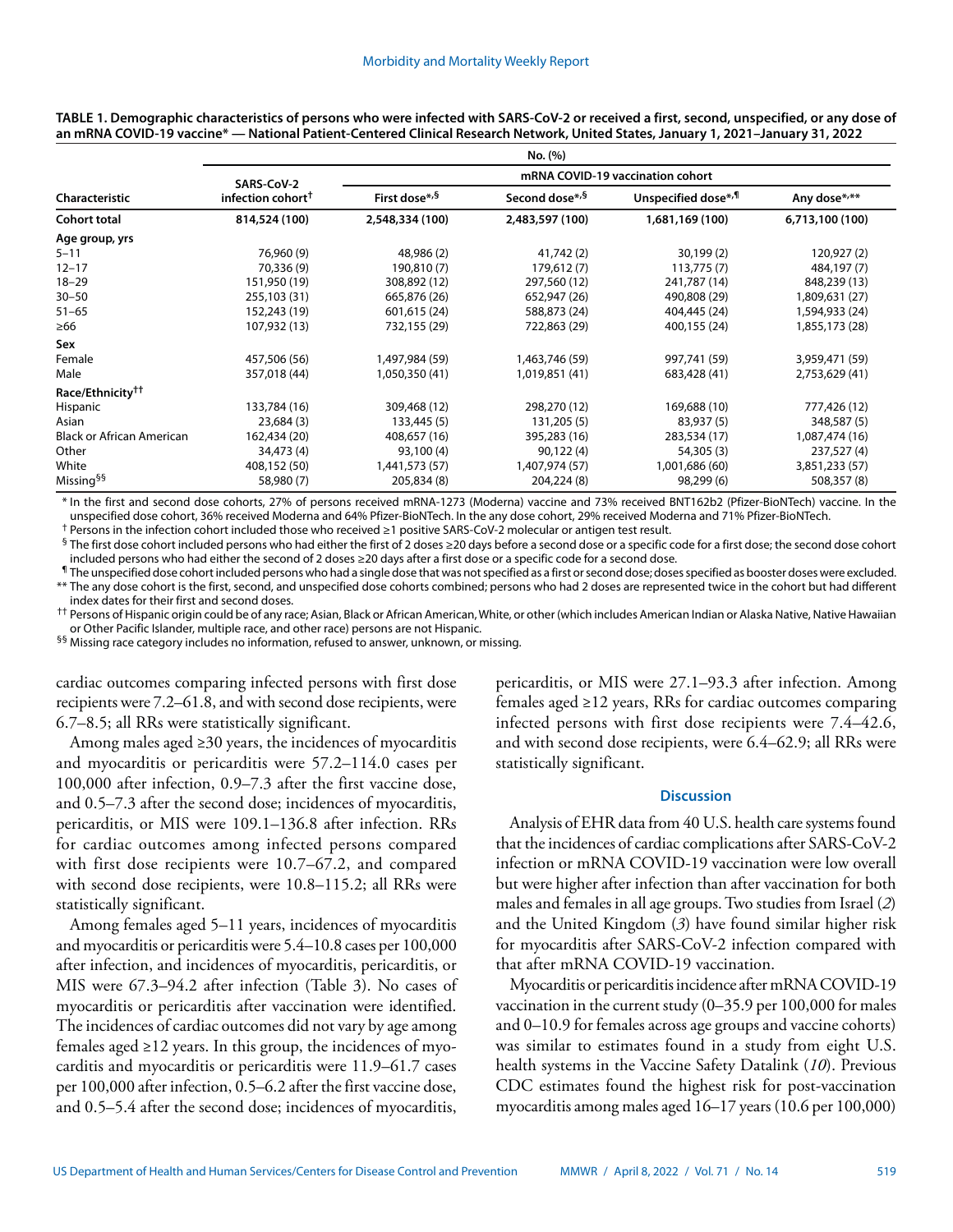**TABLE 1. Demographic characteristics of persons who were infected with SARS-CoV-2 or received a first, second, unspecified, or any dose of an mRNA COVID-19 vaccine* — National Patient-Centered Clinical Research Network, United States, January 1, 2021–January 31, 2022**

| Characteristic | No. (%) | | | | |
|---|---|---|---|---|---|
| | SARS-CoV-2 infection cohort† | mRNA COVID-19 vaccination cohort | | | |
| | | First dose*,§ | Second dose*,§ | Unspecified dose*,¶ | Any dose*,** |
| **Cohort total** | **814,524 (100)** | **2,548,334 (100)** | **2,483,597 (100)** | **1,681,169 (100)** | **6,713,100 (100)** |
| **Age group, yrs** | | | | | |
| 5–11 | 76,960 (9) | 48,986 (2) | 41,742 (2) | 30,199 (2) | 120,927 (2) |
| 12–17 | 70,336 (9) | 190,810 (7) | 179,612 (7) | 113,775 (7) | 484,197 (7) |
| 18–29 | 151,950 (19) | 308,892 (12) | 297,560 (12) | 241,787 (14) | 848,239 (13) |
| 30–50 | 255,103 (31) | 665,876 (26) | 652,947 (26) | 490,808 (29) | 1,809,631 (27) |
| 51–65 | 152,243 (19) | 601,615 (24) | 588,873 (24) | 404,445 (24) | 1,594,933 (24) |
| ≥66 | 107,932 (13) | 732,155 (29) | 722,863 (29) | 400,155 (24) | 1,855,173 (28) |
| **Sex** | | | | | |
| Female | 457,506 (56) | 1,497,984 (59) | 1,463,746 (59) | 997,741 (59) | 3,959,471 (59) |
| Male | 357,018 (44) | 1,050,350 (41) | 1,019,851 (41) | 683,428 (41) | 2,753,629 (41) |
| **Race/Ethnicity††** | | | | | |
| Hispanic | 133,784 (16) | 309,468 (12) | 298,270 (12) | 169,688 (10) | 777,426 (12) |
| Asian | 23,684 (3) | 133,445 (5) | 131,205 (5) | 83,937 (5) | 348,587 (5) |
| Black or African American | 162,434 (20) | 408,657 (16) | 395,283 (16) | 283,534 (17) | 1,087,474 (16) |
| Other | 34,473 (4) | 93,100 (4) | 90,122 (4) | 54,305 (3) | 237,527 (4) |
| White | 408,152 (50) | 1,441,573 (57) | 1,407,974 (57) | 1,001,686 (60) | 3,851,233 (57) |
| Missing§§ | 58,980 (7) | 205,834 (8) | 204,224 (8) | 98,299 (6) | 508,357 (8) |

\* In the first and second dose cohorts, 27% of persons received mRNA-1273 (Moderna) vaccine and 73% received BNT162b2 (Pfizer-BioNTech) vaccine. In the unspecified dose cohort, 36% received Moderna and 64% Pfizer-BioNTech. In the any dose cohort, 29% received Moderna and 71% Pfizer-BioNTech.

† Persons in the infection cohort included those who received ≥1 positive SARS-CoV-2 molecular or antigen test result.

§ The first dose cohort included persons who had either the first of 2 doses ≥20 days before a second dose or a specific code for a first dose; the second dose cohort included persons who had either the second of 2 doses ≥20 days after a first dose or a specific code for a second dose.

¶ The unspecified dose cohort included persons who had a single dose that was not specified as a first or second dose; doses specified as booster doses were excluded.

\** The any dose cohort is the first, second, and unspecified dose cohorts combined; persons who had 2 doses are represented twice in the cohort but had different index dates for their first and second doses.

†† Persons of Hispanic origin could be of any race; Asian, Black or African American, White, or other (which includes American Indian or Alaska Native, Native Hawaiian or Other Pacific Islander, multiple race, and other race) persons are not Hispanic.

§§ Missing race category includes no information, refused to answer, unknown, or missing.

cardiac outcomes comparing infected persons with first dose recipients were 7.2–61.8, and with second dose recipients, were 6.7–8.5; all RRs were statistically significant.

Among males aged ≥30 years, the incidences of myocarditis and myocarditis or pericarditis were 57.2–114.0 cases per 100,000 after infection, 0.9–7.3 after the first vaccine dose, and 0.5–7.3 after the second dose; incidences of myocarditis, pericarditis, or MIS were 109.1–136.8 after infection. RRs for cardiac outcomes among infected persons compared with first dose recipients were 10.7–67.2, and compared with second dose recipients, were 10.8–115.2; all RRs were statistically significant.

Among females aged 5–11 years, incidences of myocarditis and myocarditis or pericarditis were 5.4–10.8 cases per 100,000 after infection, and incidences of myocarditis, pericarditis, or MIS were 67.3–94.2 after infection (Table 3). No cases of myocarditis or pericarditis after vaccination were identified. The incidences of cardiac outcomes did not vary by age among females aged ≥12 years. In this group, the incidences of myocarditis and myocarditis or pericarditis were 11.9–61.7 cases per 100,000 after infection, 0.5–6.2 after the first vaccine dose, and 0.5–5.4 after the second dose; incidences of myocarditis, pericarditis, or MIS were 27.1–93.3 after infection. Among females aged ≥12 years, RRs for cardiac outcomes comparing infected persons with first dose recipients were 7.4–42.6, and with second dose recipients, were 6.4–62.9; all RRs were statistically significant.

## Discussion

Analysis of EHR data from 40 U.S. health care systems found that the incidences of cardiac complications after SARS-CoV-2 infection or mRNA COVID-19 vaccination were low overall but were higher after infection than after vaccination for both males and females in all age groups. Two studies from Israel (*2*) and the United Kingdom (*3*) have found similar higher risk for myocarditis after SARS-CoV-2 infection compared with that after mRNA COVID-19 vaccination.

Myocarditis or pericarditis incidence after mRNA COVID-19 vaccination in the current study (0–35.9 per 100,000 for males and 0–10.9 for females across age groups and vaccine cohorts) was similar to estimates found in a study from eight U.S. health systems in the Vaccine Safety Datalink (*10*). Previous CDC estimates found the highest risk for post-vaccination myocarditis among males aged 16–17 years (10.6 per 100,000)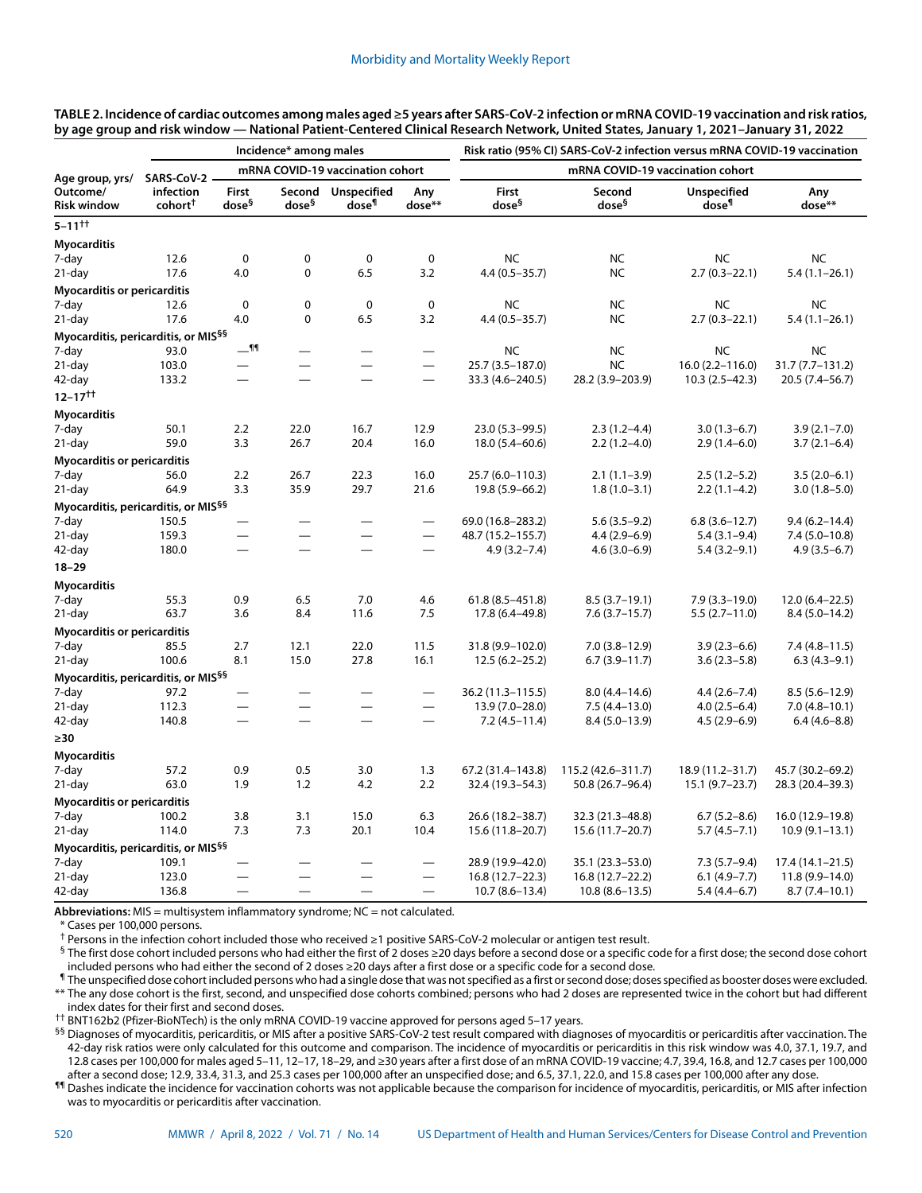**TABLE 2. Incidence of cardiac outcomes among males aged ≥5 years after SARS-CoV-2 infection or mRNA COVID-19 vaccination and risk ratios, by age group and risk window — National Patient-Centered Clinical Research Network, United States, January 1, 2021–January 31, 2022**

| Age group, yrs/ Outcome/ Risk window | Incidence* among males | | | | | Risk ratio (95% CI) SARS-CoV-2 infection versus mRNA COVID-19 vaccination | | | |
|---|---|---|---|---|---|---|---|---|---|
| | SARS-CoV-2 infection cohort† | mRNA COVID-19 vaccination cohort | | | | mRNA COVID-19 vaccination cohort | | | |
| | | First dose§ | Second dose§ | Unspecified dose¶ | Any dose** | First dose§ | Second dose§ | Unspecified dose¶ | Any dose** |
| **5–11††** | | | | | | | | | |
| **Myocarditis** | | | | | | | | | |
| 7-day | 12.6 | 0 | 0 | 0 | 0 | NC | NC | NC | NC |
| 21-day | 17.6 | 4.0 | 0 | 6.5 | 3.2 | 4.4 (0.5–35.7) | NC | 2.7 (0.3–22.1) | 5.4 (1.1–26.1) |
| **Myocarditis or pericarditis** | | | | | | | | | |
| 7-day | 12.6 | 0 | 0 | 0 | 0 | NC | NC | NC | NC |
| 21-day | 17.6 | 4.0 | 0 | 6.5 | 3.2 | 4.4 (0.5–35.7) | NC | 2.7 (0.3–22.1) | 5.4 (1.1–26.1) |
| **Myocarditis, pericarditis, or MIS§§** | | | | | | | | | |
| 7-day | 93.0 | —¶¶ | — | — | — | NC | NC | NC | NC |
| 21-day | 103.0 | — | — | — | — | 25.7 (3.5–187.0) | NC | 16.0 (2.2–116.0) | 31.7 (7.7–131.2) |
| 42-day | 133.2 | — | — | — | — | 33.3 (4.6–240.5) | 28.2 (3.9–203.9) | 10.3 (2.5–42.3) | 20.5 (7.4–56.7) |
| **12–17††** | | | | | | | | | |
| **Myocarditis** | | | | | | | | | |
| 7-day | 50.1 | 2.2 | 22.0 | 16.7 | 12.9 | 23.0 (5.3–99.5) | 2.3 (1.2–4.4) | 3.0 (1.3–6.7) | 3.9 (2.1–7.0) |
| 21-day | 59.0 | 3.3 | 26.7 | 20.4 | 16.0 | 18.0 (5.4–60.6) | 2.2 (1.2–4.0) | 2.9 (1.4–6.0) | 3.7 (2.1–6.4) |
| **Myocarditis or pericarditis** | | | | | | | | | |
| 7-day | 56.0 | 2.2 | 26.7 | 22.3 | 16.0 | 25.7 (6.0–110.3) | 2.1 (1.1–3.9) | 2.5 (1.2–5.2) | 3.5 (2.0–6.1) |
| 21-day | 64.9 | 3.3 | 35.9 | 29.7 | 21.6 | 19.8 (5.9–66.2) | 1.8 (1.0–3.1) | 2.2 (1.1–4.2) | 3.0 (1.8–5.0) |
| **Myocarditis, pericarditis, or MIS§§** | | | | | | | | | |
| 7-day | 150.5 | — | — | — | — | 69.0 (16.8–283.2) | 5.6 (3.5–9.2) | 6.8 (3.6–12.7) | 9.4 (6.2–14.4) |
| 21-day | 159.3 | — | — | — | — | 48.7 (15.2–155.7) | 4.4 (2.9–6.9) | 5.4 (3.1–9.4) | 7.4 (5.0–10.8) |
| 42-day | 180.0 | — | — | — | — | 4.9 (3.2–7.4) | 4.6 (3.0–6.9) | 5.4 (3.2–9.1) | 4.9 (3.5–6.7) |
| **18–29** | | | | | | | | | |
| **Myocarditis** | | | | | | | | | |
| 7-day | 55.3 | 0.9 | 6.5 | 7.0 | 4.6 | 61.8 (8.5–451.8) | 8.5 (3.7–19.1) | 7.9 (3.3–19.0) | 12.0 (6.4–22.5) |
| 21-day | 63.7 | 3.6 | 8.4 | 11.6 | 7.5 | 17.8 (6.4–49.8) | 7.6 (3.7–15.7) | 5.5 (2.7–11.0) | 8.4 (5.0–14.2) |
| **Myocarditis or pericarditis** | | | | | | | | | |
| 7-day | 85.5 | 2.7 | 12.1 | 22.0 | 11.5 | 31.8 (9.9–102.0) | 7.0 (3.8–12.9) | 3.9 (2.3–6.6) | 7.4 (4.8–11.5) |
| 21-day | 100.6 | 8.1 | 15.0 | 27.8 | 16.1 | 12.5 (6.2–25.2) | 6.7 (3.9–11.7) | 3.6 (2.3–5.8) | 6.3 (4.3–9.1) |
| **Myocarditis, pericarditis, or MIS§§** | | | | | | | | | |
| 7-day | 97.2 | — | — | — | — | 36.2 (11.3–115.5) | 8.0 (4.4–14.6) | 4.4 (2.6–7.4) | 8.5 (5.6–12.9) |
| 21-day | 112.3 | — | — | — | — | 13.9 (7.0–28.0) | 7.5 (4.4–13.0) | 4.0 (2.5–6.4) | 7.0 (4.8–10.1) |
| 42-day | 140.8 | — | — | — | — | 7.2 (4.5–11.4) | 8.4 (5.0–13.9) | 4.5 (2.9–6.9) | 6.4 (4.6–8.8) |
| **≥30** | | | | | | | | | |
| **Myocarditis** | | | | | | | | | |
| 7-day | 57.2 | 0.9 | 0.5 | 3.0 | 1.3 | 67.2 (31.4–143.8) | 115.2 (42.6–311.7) | 18.9 (11.2–31.7) | 45.7 (30.2–69.2) |
| 21-day | 63.0 | 1.9 | 1.2 | 4.2 | 2.2 | 32.4 (19.3–54.3) | 50.8 (26.7–96.4) | 15.1 (9.7–23.7) | 28.3 (20.4–39.3) |
| **Myocarditis or pericarditis** | | | | | | | | | |
| 7-day | 100.2 | 3.8 | 3.1 | 15.0 | 6.3 | 26.6 (18.2–38.7) | 32.3 (21.3–48.8) | 6.7 (5.2–8.6) | 16.0 (12.9–19.8) |
| 21-day | 114.0 | 7.3 | 7.3 | 20.1 | 10.4 | 15.6 (11.8–20.7) | 15.6 (11.7–20.7) | 5.7 (4.5–7.1) | 10.9 (9.1–13.1) |
| **Myocarditis, pericarditis, or MIS§§** | | | | | | | | | |
| 7-day | 109.1 | — | — | — | — | 28.9 (19.9–42.0) | 35.1 (23.3–53.0) | 7.3 (5.7–9.4) | 17.4 (14.1–21.5) |
| 21-day | 123.0 | — | — | — | — | 16.8 (12.7–22.3) | 16.8 (12.7–22.2) | 6.1 (4.9–7.7) | 11.8 (9.9–14.0) |
| 42-day | 136.8 | — | — | — | — | 10.7 (8.6–13.4) | 10.8 (8.6–13.5) | 5.4 (4.4–6.7) | 8.7 (7.4–10.1) |

**Abbreviations:** MIS = multisystem inflammatory syndrome; NC = not calculated.

\* Cases per 100,000 persons.

† Persons in the infection cohort included those who received ≥1 positive SARS-CoV-2 molecular or antigen test result.

§ The first dose cohort included persons who had either the first of 2 doses ≥20 days before a second dose or a specific code for a first dose; the second dose cohort included persons who had either the second of 2 doses ≥20 days after a first dose or a specific code for a second dose.

¶ The unspecified dose cohort included persons who had a single dose that was not specified as a first or second dose; doses specified as booster doses were excluded.

\*\* The any dose cohort is the first, second, and unspecified dose cohorts combined; persons who had 2 doses are represented twice in the cohort but had different index dates for their first and second doses.

†† BNT162b2 (Pfizer-BioNTech) is the only mRNA COVID-19 vaccine approved for persons aged 5–17 years.

§§ Diagnoses of myocarditis, pericarditis, or MIS after a positive SARS-CoV-2 test result compared with diagnoses of myocarditis or pericarditis after vaccination. The 42-day risk ratios were only calculated for this outcome and comparison. The incidence of myocarditis or pericarditis in this risk window was 4.0, 37.1, 19.7, and 12.8 cases per 100,000 for males aged 5–11, 12–17, 18–29, and ≥30 years after a first dose of an mRNA COVID-19 vaccine; 4.7, 39.4, 16.8, and 12.7 cases per 100,000 after a second dose; 12.9, 33.4, 31.3, and 25.3 cases per 100,000 after an unspecified dose; and 6.5, 37.1, 22.0, and 15.8 cases per 100,000 after any dose.

¶¶ Dashes indicate the incidence for vaccination cohorts was not applicable because the comparison for incidence of myocarditis, pericarditis, or MIS after infection was to myocarditis or pericarditis after vaccination.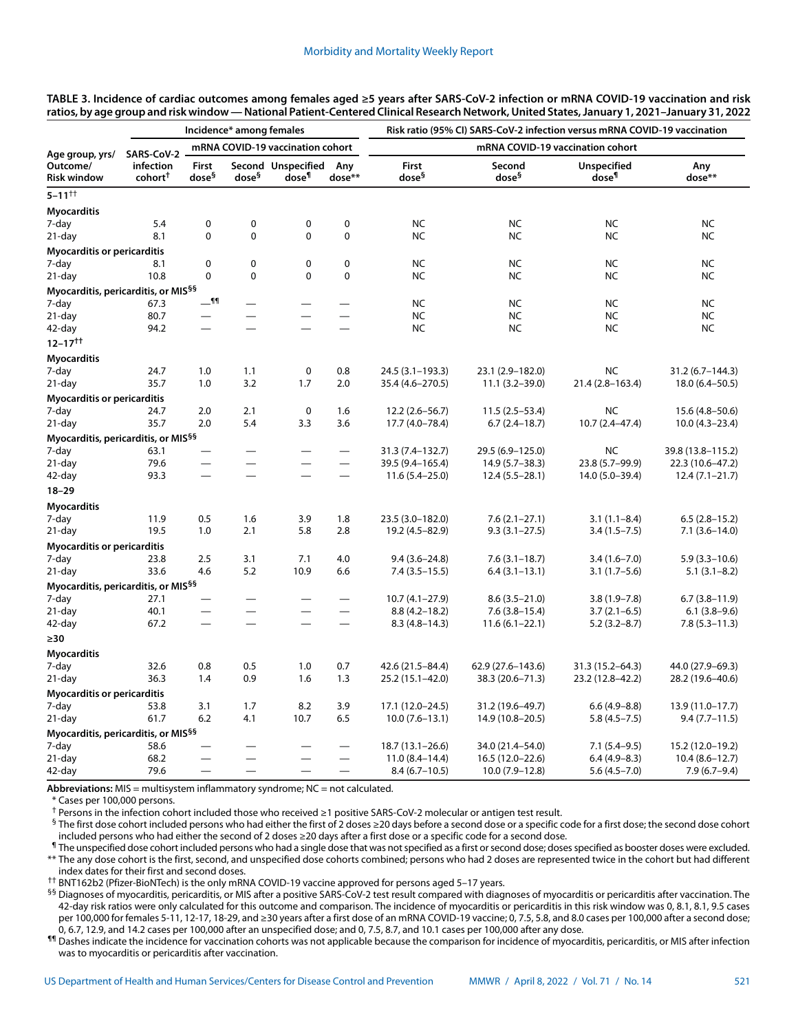**TABLE 3. Incidence of cardiac outcomes among females aged ≥5 years after SARS-CoV-2 infection or mRNA COVID-19 vaccination and risk ratios, by age group and risk window — National Patient-Centered Clinical Research Network, United States, January 1, 2021–January 31, 2022**

| Age group, yrs/ Outcome/ Risk window | Incidence* among females | | | | | Risk ratio (95% CI) SARS-CoV-2 infection versus mRNA COVID-19 vaccination | | | |
|---|---|---|---|---|---|---|---|---|---|
| | SARS-CoV-2 infection cohort[†] | mRNA COVID-19 vaccination cohort | | | | mRNA COVID-19 vaccination cohort | | | |
| | | First dose[§] | Second dose[§] | Unspecified dose[¶] | Any dose** | First dose[§] | Second dose[§] | Unspecified dose[¶] | Any dose** |
| **5–11[††]** | | | | | | | | | |
| **Myocarditis** | | | | | | | | | |
| 7-day | 5.4 | 0 | 0 | 0 | 0 | NC | NC | NC | NC |
| 21-day | 8.1 | 0 | 0 | 0 | 0 | NC | NC | NC | NC |
| **Myocarditis or pericarditis** | | | | | | | | | |
| 7-day | 8.1 | 0 | 0 | 0 | 0 | NC | NC | NC | NC |
| 21-day | 10.8 | 0 | 0 | 0 | 0 | NC | NC | NC | NC |
| **Myocarditis, pericarditis, or MIS[§§]** | | | | | | | | | |
| 7-day | 67.3 | —[¶¶] | — | — | — | NC | NC | NC | NC |
| 21-day | 80.7 | — | — | — | — | NC | NC | NC | NC |
| 42-day | 94.2 | — | — | — | — | NC | NC | NC | NC |
| **12–17[††]** | | | | | | | | | |
| **Myocarditis** | | | | | | | | | |
| 7-day | 24.7 | 1.0 | 1.1 | 0 | 0.8 | 24.5 (3.1–193.3) | 23.1 (2.9–182.0) | NC | 31.2 (6.7–144.3) |
| 21-day | 35.7 | 1.0 | 3.2 | 1.7 | 2.0 | 35.4 (4.6–270.5) | 11.1 (3.2–39.0) | 21.4 (2.8–163.4) | 18.0 (6.4–50.5) |
| **Myocarditis or pericarditis** | | | | | | | | | |
| 7-day | 24.7 | 2.0 | 2.1 | 0 | 1.6 | 12.2 (2.6–56.7) | 11.5 (2.5–53.4) | NC | 15.6 (4.8–50.6) |
| 21-day | 35.7 | 2.0 | 5.4 | 3.3 | 3.6 | 17.7 (4.0–78.4) | 6.7 (2.4–18.7) | 10.7 (2.4–47.4) | 10.0 (4.3–23.4) |
| **Myocarditis, pericarditis, or MIS[§§]** | | | | | | | | | |
| 7-day | 63.1 | — | — | — | — | 31.3 (7.4–132.7) | 29.5 (6.9–125.0) | NC | 39.8 (13.8–115.2) |
| 21-day | 79.6 | — | — | — | — | 39.5 (9.4–165.4) | 14.9 (5.7–38.3) | 23.8 (5.7–99.9) | 22.3 (10.6–47.2) |
| 42-day | 93.3 | — | — | — | — | 11.6 (5.4–25.0) | 12.4 (5.5–28.1) | 14.0 (5.0–39.4) | 12.4 (7.1–21.7) |
| **18–29** | | | | | | | | | |
| **Myocarditis** | | | | | | | | | |
| 7-day | 11.9 | 0.5 | 1.6 | 3.9 | 1.8 | 23.5 (3.0–182.0) | 7.6 (2.1–27.1) | 3.1 (1.1–8.4) | 6.5 (2.8–15.2) |
| 21-day | 19.5 | 1.0 | 2.1 | 5.8 | 2.8 | 19.2 (4.5–82.9) | 9.3 (3.1–27.5) | 3.4 (1.5–7.5) | 7.1 (3.6–14.0) |
| **Myocarditis or pericarditis** | | | | | | | | | |
| 7-day | 23.8 | 2.5 | 3.1 | 7.1 | 4.0 | 9.4 (3.6–24.8) | 7.6 (3.1–18.7) | 3.4 (1.6–7.0) | 5.9 (3.3–10.6) |
| 21-day | 33.6 | 4.6 | 5.2 | 10.9 | 6.6 | 7.4 (3.5–15.5) | 6.4 (3.1–13.1) | 3.1 (1.7–5.6) | 5.1 (3.1–8.2) |
| **Myocarditis, pericarditis, or MIS[§§]** | | | | | | | | | |
| 7-day | 27.1 | — | — | — | — | 10.7 (4.1–27.9) | 8.6 (3.5–21.0) | 3.8 (1.9–7.8) | 6.7 (3.8–11.9) |
| 21-day | 40.1 | — | — | — | — | 8.8 (4.2–18.2) | 7.6 (3.8–15.4) | 3.7 (2.1–6.5) | 6.1 (3.8–9.6) |
| 42-day | 67.2 | — | — | — | — | 8.3 (4.8–14.3) | 11.6 (6.1–22.1) | 5.2 (3.2–8.7) | 7.8 (5.3–11.3) |
| **≥30** | | | | | | | | | |
| **Myocarditis** | | | | | | | | | |
| 7-day | 32.6 | 0.8 | 0.5 | 1.0 | 0.7 | 42.6 (21.5–84.4) | 62.9 (27.6–143.6) | 31.3 (15.2–64.3) | 44.0 (27.9–69.3) |
| 21-day | 36.3 | 1.4 | 0.9 | 1.6 | 1.3 | 25.2 (15.1–42.0) | 38.3 (20.6–71.3) | 23.2 (12.8–42.2) | 28.2 (19.6–40.6) |
| **Myocarditis or pericarditis** | | | | | | | | | |
| 7-day | 53.8 | 3.1 | 1.7 | 8.2 | 3.9 | 17.1 (12.0–24.5) | 31.2 (19.6–49.7) | 6.6 (4.9–8.8) | 13.9 (11.0–17.7) |
| 21-day | 61.7 | 6.2 | 4.1 | 10.7 | 6.5 | 10.0 (7.6–13.1) | 14.9 (10.8–20.5) | 5.8 (4.5–7.5) | 9.4 (7.7–11.5) |
| **Myocarditis, pericarditis, or MIS[§§]** | | | | | | | | | |
| 7-day | 58.6 | — | — | — | — | 18.7 (13.1–26.6) | 34.0 (21.4–54.0) | 7.1 (5.4–9.5) | 15.2 (12.0–19.2) |
| 21-day | 68.2 | — | — | — | — | 11.0 (8.4–14.4) | 16.5 (12.0–22.6) | 6.4 (4.9–8.3) | 10.4 (8.6–12.7) |
| 42-day | 79.6 | — | — | — | — | 8.4 (6.7–10.5) | 10.0 (7.9–12.8) | 5.6 (4.5–7.0) | 7.9 (6.7–9.4) |

**Abbreviations:** MIS = multisystem inflammatory syndrome; NC = not calculated.

\* Cases per 100,000 persons.

[†] Persons in the infection cohort included those who received ≥1 positive SARS-CoV-2 molecular or antigen test result.

[§] The first dose cohort included persons who had either the first of 2 doses ≥20 days before a second dose or a specific code for a first dose; the second dose cohort included persons who had either the second of 2 doses ≥20 days after a first dose or a specific code for a second dose.

[¶] The unspecified dose cohort included persons who had a single dose that was not specified as a first or second dose; doses specified as booster doses were excluded.

** The any dose cohort is the first, second, and unspecified dose cohorts combined; persons who had 2 doses are represented twice in the cohort but had different index dates for their first and second doses.

[††] BNT162b2 (Pfizer-BioNTech) is the only mRNA COVID-19 vaccine approved for persons aged 5–17 years.

[§§] Diagnoses of myocarditis, pericarditis, or MIS after a positive SARS-CoV-2 test result compared with diagnoses of myocarditis or pericarditis after vaccination. The 42-day risk ratios were only calculated for this outcome and comparison. The incidence of myocarditis or pericarditis in this risk window was 0, 8.1, 8.1, 9.5 cases per 100,000 for females 5-11, 12-17, 18-29, and ≥30 years after a first dose of an mRNA COVID-19 vaccine; 0, 7.5, 5.8, and 8.0 cases per 100,000 after a second dose; 0, 6.7, 12.9, and 14.2 cases per 100,000 after an unspecified dose; and 0, 7.5, 8.7, and 10.1 cases per 100,000 after any dose.

[¶¶] Dashes indicate the incidence for vaccination cohorts was not applicable because the comparison for incidence of myocarditis, pericarditis, or MIS after infection was to myocarditis or pericarditis after vaccination.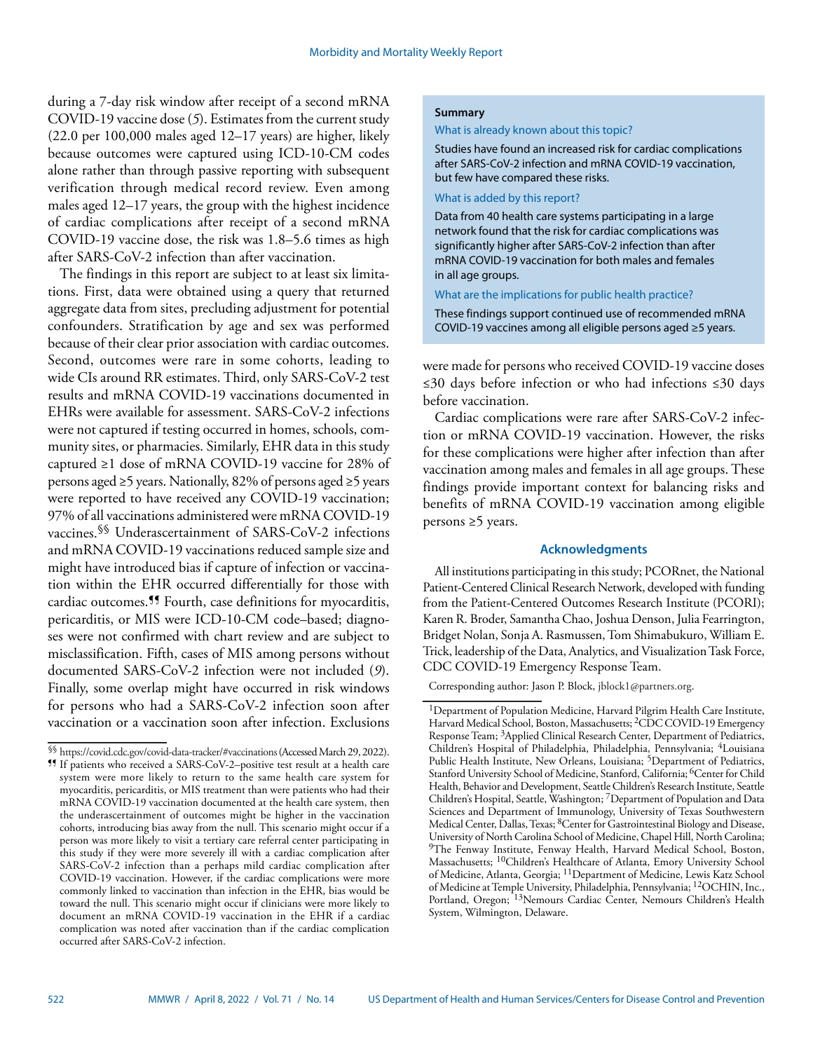during a 7-day risk window after receipt of a second mRNA COVID-19 vaccine dose (*5*). Estimates from the current study (22.0 per 100,000 males aged 12–17 years) are higher, likely because outcomes were captured using ICD-10-CM codes alone rather than through passive reporting with subsequent verification through medical record review. Even among males aged 12–17 years, the group with the highest incidence of cardiac complications after receipt of a second mRNA COVID-19 vaccine dose, the risk was 1.8–5.6 times as high after SARS-CoV-2 infection than after vaccination.

The findings in this report are subject to at least six limitations. First, data were obtained using a query that returned aggregate data from sites, precluding adjustment for potential confounders. Stratification by age and sex was performed because of their clear prior association with cardiac outcomes. Second, outcomes were rare in some cohorts, leading to wide CIs around RR estimates. Third, only SARS-CoV-2 test results and mRNA COVID-19 vaccinations documented in EHRs were available for assessment. SARS-CoV-2 infections were not captured if testing occurred in homes, schools, community sites, or pharmacies. Similarly, EHR data in this study captured ≥1 dose of mRNA COVID-19 vaccine for 28% of persons aged ≥5 years. Nationally, 82% of persons aged ≥5 years were reported to have received any COVID-19 vaccination; 97% of all vaccinations administered were mRNA COVID-19 vaccines.[§§] Underascertainment of SARS-CoV-2 infections and mRNA COVID-19 vaccinations reduced sample size and might have introduced bias if capture of infection or vaccination within the EHR occurred differentially for those with cardiac outcomes.[¶¶] Fourth, case definitions for myocarditis, pericarditis, or MIS were ICD-10-CM code–based; diagnoses were not confirmed with chart review and are subject to misclassification. Fifth, cases of MIS among persons without documented SARS-CoV-2 infection were not included (*9*). Finally, some overlap might have occurred in risk windows for persons who had a SARS-CoV-2 infection soon after vaccination or a vaccination soon after infection. Exclusions were made for persons who received COVID-19 vaccine doses ≤30 days before infection or who had infections ≤30 days before vaccination.

Cardiac complications were rare after SARS-CoV-2 infection or mRNA COVID-19 vaccination. However, the risks for these complications were higher after infection than after vaccination among males and females in all age groups. These findings provide important context for balancing risks and benefits of mRNA COVID-19 vaccination among eligible persons ≥5 years.

**Summary**

What is already known about this topic?

Studies have found an increased risk for cardiac complications after SARS-CoV-2 infection and mRNA COVID-19 vaccination, but few have compared these risks.

What is added by this report?

Data from 40 health care systems participating in a large network found that the risk for cardiac complications was significantly higher after SARS-CoV-2 infection than after mRNA COVID-19 vaccination for both males and females in all age groups.

What are the implications for public health practice?

These findings support continued use of recommended mRNA COVID-19 vaccines among all eligible persons aged ≥5 years.

## Acknowledgments

All institutions participating in this study; PCORnet, the National Patient-Centered Clinical Research Network, developed with funding from the Patient-Centered Outcomes Research Institute (PCORI); Karen R. Broder, Samantha Chao, Joshua Denson, Julia Fearrington, Bridget Nolan, Sonja A. Rasmussen, Tom Shimabukuro, William E. Trick, leadership of the Data, Analytics, and Visualization Task Force, CDC COVID-19 Emergency Response Team.

Corresponding author: Jason P. Block, jblock1@partners.org.

[1]Department of Population Medicine, Harvard Pilgrim Health Care Institute, Harvard Medical School, Boston, Massachusetts; [2]CDC COVID-19 Emergency Response Team; [3]Applied Clinical Research Center, Department of Pediatrics, Children's Hospital of Philadelphia, Philadelphia, Pennsylvania; [4]Louisiana Public Health Institute, New Orleans, Louisiana; [5]Department of Pediatrics, Stanford University School of Medicine, Stanford, California; [6]Center for Child Health, Behavior and Development, Seattle Children's Research Institute, Seattle Children's Hospital, Seattle, Washington; [7]Department of Population and Data Sciences and Department of Immunology, University of Texas Southwestern Medical Center, Dallas, Texas; [8]Center for Gastrointestinal Biology and Disease, University of North Carolina School of Medicine, Chapel Hill, North Carolina; [9]The Fenway Institute, Fenway Health, Harvard Medical School, Boston, Massachusetts; [10]Children's Healthcare of Atlanta, Emory University School of Medicine, Atlanta, Georgia; [11]Department of Medicine, Lewis Katz School of Medicine at Temple University, Philadelphia, Pennsylvania; [12]OCHIN, Inc., Portland, Oregon; [13]Nemours Cardiac Center, Nemours Children's Health System, Wilmington, Delaware.

---

[§§] https://covid.cdc.gov/covid-data-tracker/#vaccinations (Accessed March 29, 2022).

[¶¶] If patients who received a SARS-CoV-2–positive test result at a health care system were more likely to return to the same health care system for myocarditis, pericarditis, or MIS treatment than were patients who had their mRNA COVID-19 vaccination documented at the health care system, then the underascertainment of outcomes might be higher in the vaccination cohorts, introducing bias away from the null. This scenario might occur if a person was more likely to visit a tertiary care referral center participating in this study if they were more severely ill with a cardiac complication after SARS-CoV-2 infection than a perhaps mild cardiac complication after COVID-19 vaccination. However, if the cardiac complications were more commonly linked to vaccination than infection in the EHR, bias would be toward the null. This scenario might occur if clinicians were more likely to document an mRNA COVID-19 vaccination in the EHR if a cardiac complication was noted after vaccination than if the cardiac complication occurred after SARS-CoV-2 infection.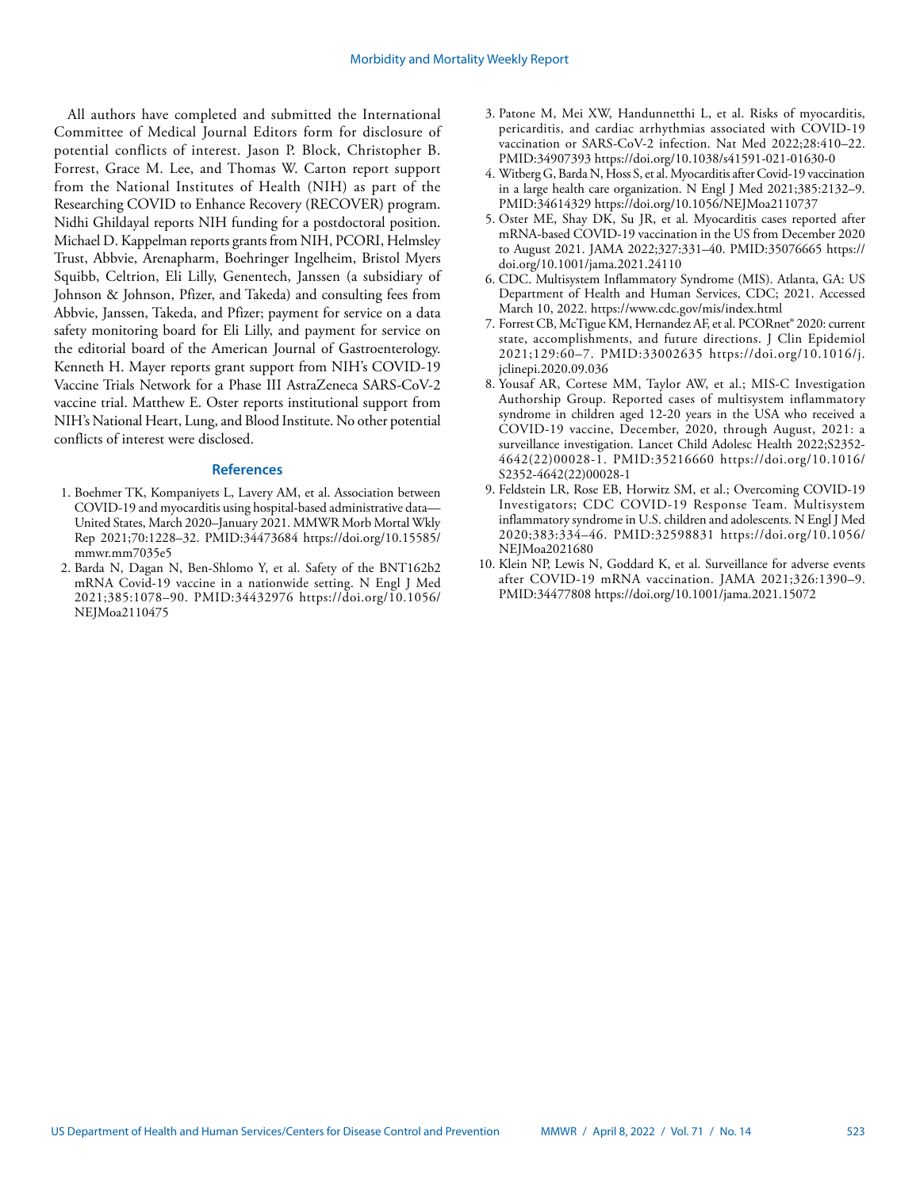All authors have completed and submitted the International Committee of Medical Journal Editors form for disclosure of potential conflicts of interest. Jason P. Block, Christopher B. Forrest, Grace M. Lee, and Thomas W. Carton report support from the National Institutes of Health (NIH) as part of the Researching COVID to Enhance Recovery (RECOVER) program. Nidhi Ghildayal reports NIH funding for a postdoctoral position. Michael D. Kappelman reports grants from NIH, PCORI, Helmsley Trust, Abbvie, Arenapharm, Boehringer Ingelheim, Bristol Myers Squibb, Celtrion, Eli Lilly, Genentech, Janssen (a subsidiary of Johnson & Johnson, Pfizer, and Takeda) and consulting fees from Abbvie, Janssen, Takeda, and Pfizer; payment for service on a data safety monitoring board for Eli Lilly, and payment for service on the editorial board of the American Journal of Gastroenterology. Kenneth H. Mayer reports grant support from NIH's COVID-19 Vaccine Trials Network for a Phase III AstraZeneca SARS-CoV-2 vaccine trial. Matthew E. Oster reports institutional support from NIH's National Heart, Lung, and Blood Institute. No other potential conflicts of interest were disclosed.

## References

1. Boehmer TK, Kompaniyets L, Lavery AM, et al. Association between COVID-19 and myocarditis using hospital-based administrative data—United States, March 2020–January 2021. MMWR Morb Mortal Wkly Rep 2021;70:1228–32. PMID:34473684 https://doi.org/10.15585/mmwr.mm7035e5
2. Barda N, Dagan N, Ben-Shlomo Y, et al. Safety of the BNT162b2 mRNA Covid-19 vaccine in a nationwide setting. N Engl J Med 2021;385:1078–90. PMID:34432976 https://doi.org/10.1056/NEJMoa2110475
3. Patone M, Mei XW, Handunnetthi L, et al. Risks of myocarditis, pericarditis, and cardiac arrhythmias associated with COVID-19 vaccination or SARS-CoV-2 infection. Nat Med 2022;28:410–22. PMID:34907393 https://doi.org/10.1038/s41591-021-01630-0
4. Witberg G, Barda N, Hoss S, et al. Myocarditis after Covid-19 vaccination in a large health care organization. N Engl J Med 2021;385:2132–9. PMID:34614329 https://doi.org/10.1056/NEJMoa2110737
5. Oster ME, Shay DK, Su JR, et al. Myocarditis cases reported after mRNA-based COVID-19 vaccination in the US from December 2020 to August 2021. JAMA 2022;327:331–40. PMID:35076665 https://doi.org/10.1001/jama.2021.24110
6. CDC. Multisystem Inflammatory Syndrome (MIS). Atlanta, GA: US Department of Health and Human Services, CDC; 2021. Accessed March 10, 2022. https://www.cdc.gov/mis/index.html
7. Forrest CB, McTigue KM, Hernandez AF, et al. PCORnet® 2020: current state, accomplishments, and future directions. J Clin Epidemiol 2021;129:60–7. PMID:33002635 https://doi.org/10.1016/j.jclinepi.2020.09.036
8. Yousaf AR, Cortese MM, Taylor AW, et al.; MIS-C Investigation Authorship Group. Reported cases of multisystem inflammatory syndrome in children aged 12-20 years in the USA who received a COVID-19 vaccine, December, 2020, through August, 2021: a surveillance investigation. Lancet Child Adolesc Health 2022;S2352-4642(22)00028-1. PMID:35216660 https://doi.org/10.1016/S2352-4642(22)00028-1
9. Feldstein LR, Rose EB, Horwitz SM, et al.; Overcoming COVID-19 Investigators; CDC COVID-19 Response Team. Multisystem inflammatory syndrome in U.S. children and adolescents. N Engl J Med 2020;383:334–46. PMID:32598831 https://doi.org/10.1056/NEJMoa2021680
10. Klein NP, Lewis N, Goddard K, et al. Surveillance for adverse events after COVID-19 mRNA vaccination. JAMA 2021;326:1390–9. PMID:34477808 https://doi.org/10.1001/jama.2021.15072